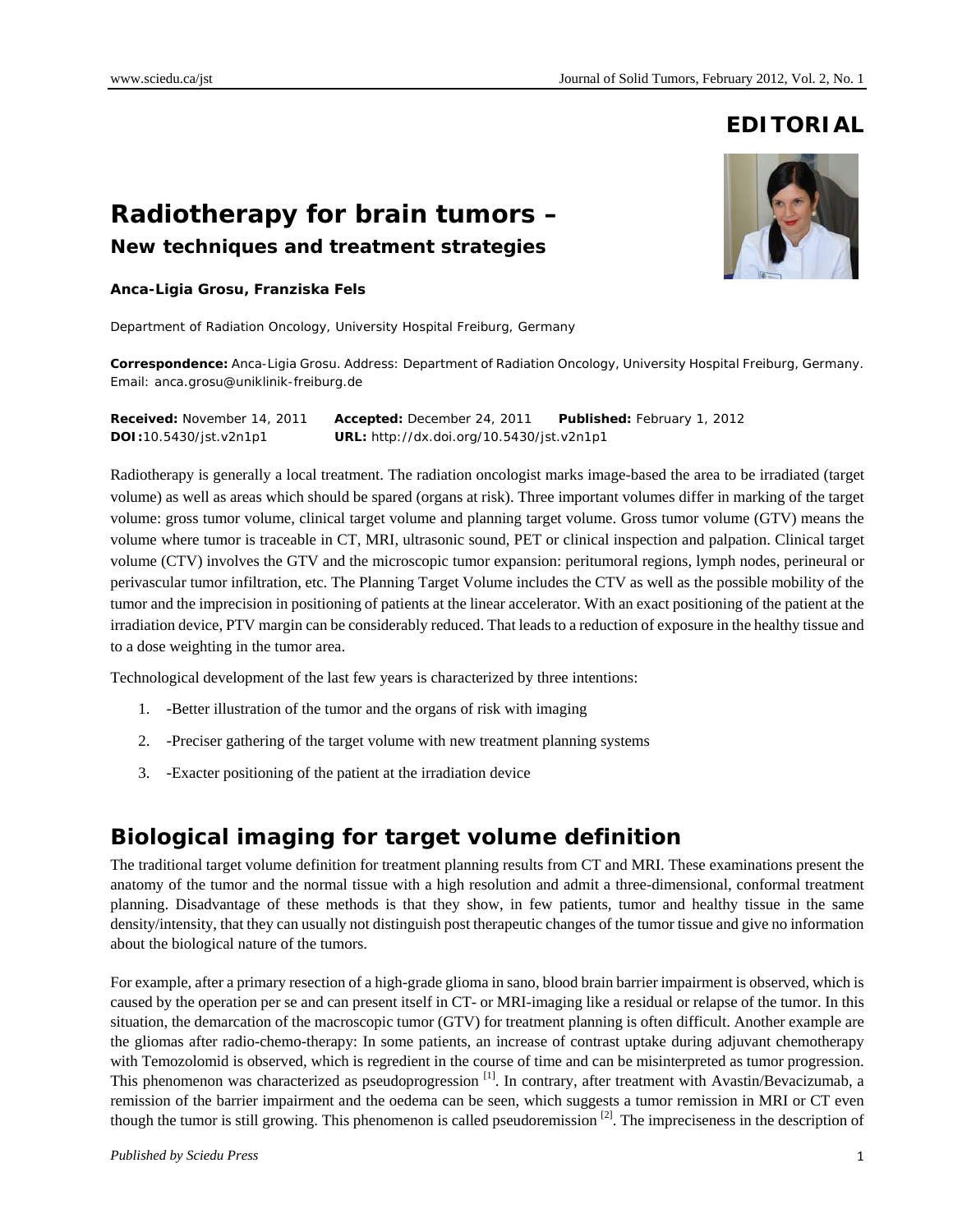**EDITORIAL**

# Radiotherapy for brain tumors –

## New techniques and treatment strategies

**Anca-Ligia Grosu, Franziska Fels**

Department of Radiation Oncology, University Hospital Freiburg, Germany

**Correspondence:** Anca-Ligia Grosu. Address: Department of Radiation Oncology, University Hospital Freiburg, Germany. Email: anca.grosu@uniklinik-freiburg.de

**Received:** November 14, 2011 **Accepted:** December 24, 2011 **Published:** February 1, 2012
**DOI:**10.5430/jst.v2n1p1 **URL:** http://dx.doi.org/10.5430/jst.v2n1p1

Radiotherapy is generally a local treatment. The radiation oncologist marks image-based the area to be irradiated (target volume) as well as areas which should be spared (organs at risk). Three important volumes differ in marking of the target volume: gross tumor volume, clinical target volume and planning target volume. Gross tumor volume (GTV) means the volume where tumor is traceable in CT, MRI, ultrasonic sound, PET or clinical inspection and palpation. Clinical target volume (CTV) involves the GTV and the microscopic tumor expansion: peritumoral regions, lymph nodes, perineural or perivascular tumor infiltration, etc. The Planning Target Volume includes the CTV as well as the possible mobility of the tumor and the imprecision in positioning of patients at the linear accelerator. With an exact positioning of the patient at the irradiation device, PTV margin can be considerably reduced. That leads to a reduction of exposure in the healthy tissue and to a dose weighting in the tumor area.

Technological development of the last few years is characterized by three intentions:

1. -Better illustration of the tumor and the organs of risk with imaging
2. -Preciser gathering of the target volume with new treatment planning systems
3. -Exacter positioning of the patient at the irradiation device

## Biological imaging for target volume definition

The traditional target volume definition for treatment planning results from CT and MRI. These examinations present the anatomy of the tumor and the normal tissue with a high resolution and admit a three-dimensional, conformal treatment planning. Disadvantage of these methods is that they show, in few patients, tumor and healthy tissue in the same density/intensity, that they can usually not distinguish post therapeutic changes of the tumor tissue and give no information about the biological nature of the tumors.

For example, after a primary resection of a high-grade glioma in sano, blood brain barrier impairment is observed, which is caused by the operation per se and can present itself in CT- or MRI-imaging like a residual or relapse of the tumor. In this situation, the demarcation of the macroscopic tumor (GTV) for treatment planning is often difficult. Another example are the gliomas after radio-chemo-therapy: In some patients, an increase of contrast uptake during adjuvant chemotherapy with Temozolomid is observed, which is regredient in the course of time and can be misinterpreted as tumor progression. This phenomenon was characterized as pseudoprogression [1]. In contrary, after treatment with Avastin/Bevacizumab, a remission of the barrier impairment and the oedema can be seen, which suggests a tumor remission in MRI or CT even though the tumor is still growing. This phenomenon is called pseudoremission [2]. The impreciseness in the description of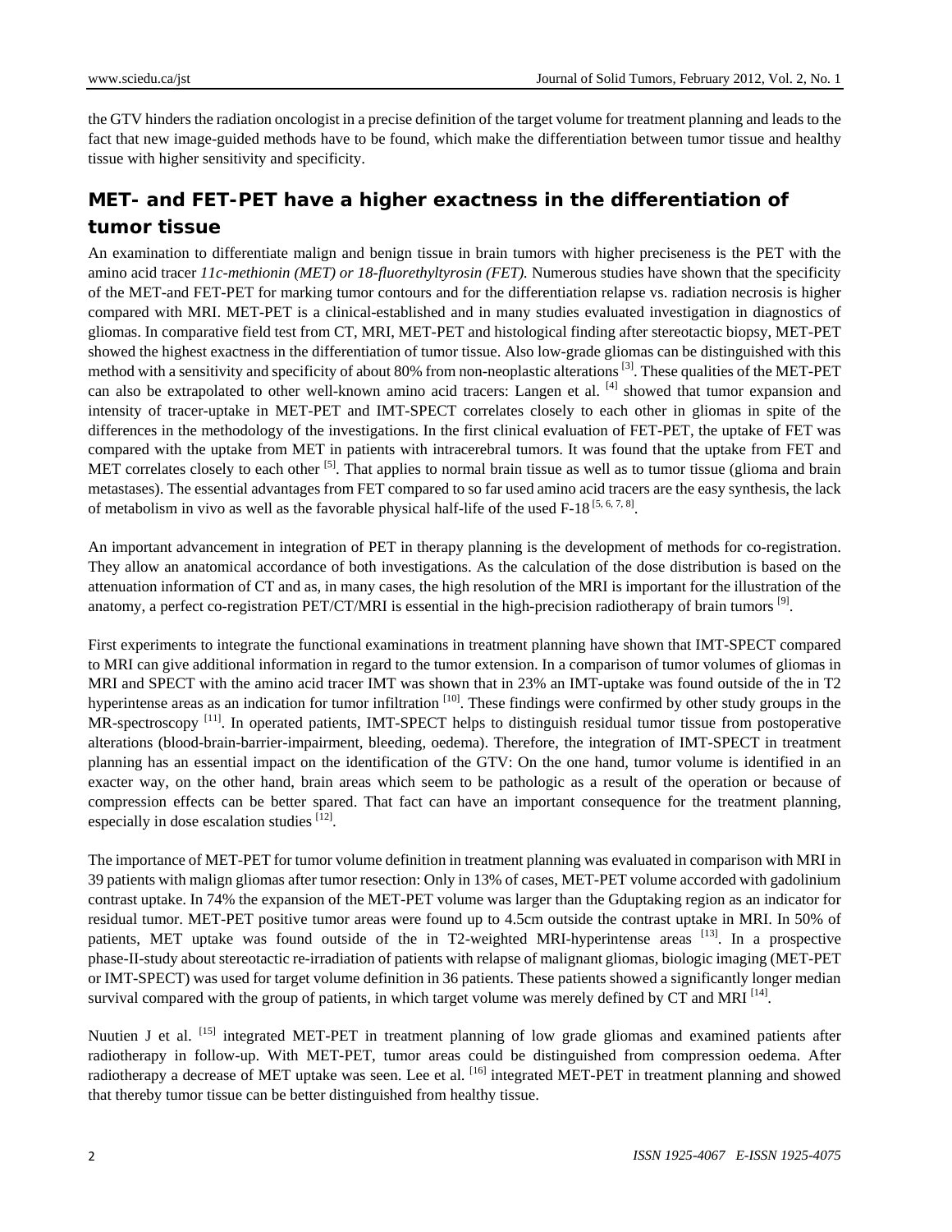the GTV hinders the radiation oncologist in a precise definition of the target volume for treatment planning and leads to the fact that new image-guided methods have to be found, which make the differentiation between tumor tissue and healthy tissue with higher sensitivity and specificity.

## MET- and FET-PET have a higher exactness in the differentiation of tumor tissue

An examination to differentiate malign and benign tissue in brain tumors with higher preciseness is the PET with the amino acid tracer *11c-methionin (MET) or 18-fluorethyltyrosin (FET).* Numerous studies have shown that the specificity of the MET-and FET-PET for marking tumor contours and for the differentiation relapse vs. radiation necrosis is higher compared with MRI. MET-PET is a clinical-established and in many studies evaluated investigation in diagnostics of gliomas. In comparative field test from CT, MRI, MET-PET and histological finding after stereotactic biopsy, MET-PET showed the highest exactness in the differentiation of tumor tissue. Also low-grade gliomas can be distinguished with this method with a sensitivity and specificity of about 80% from non-neoplastic alterations [3]. These qualities of the MET-PET can also be extrapolated to other well-known amino acid tracers: Langen et al. [4] showed that tumor expansion and intensity of tracer-uptake in MET-PET and IMT-SPECT correlates closely to each other in gliomas in spite of the differences in the methodology of the investigations. In the first clinical evaluation of FET-PET, the uptake of FET was compared with the uptake from MET in patients with intracerebral tumors. It was found that the uptake from FET and MET correlates closely to each other [5]. That applies to normal brain tissue as well as to tumor tissue (glioma and brain metastases). The essential advantages from FET compared to so far used amino acid tracers are the easy synthesis, the lack of metabolism in vivo as well as the favorable physical half-life of the used F-18 [5, 6, 7, 8].

An important advancement in integration of PET in therapy planning is the development of methods for co-registration. They allow an anatomical accordance of both investigations. As the calculation of the dose distribution is based on the attenuation information of CT and as, in many cases, the high resolution of the MRI is important for the illustration of the anatomy, a perfect co-registration PET/CT/MRI is essential in the high-precision radiotherapy of brain tumors [9].

First experiments to integrate the functional examinations in treatment planning have shown that IMT-SPECT compared to MRI can give additional information in regard to the tumor extension. In a comparison of tumor volumes of gliomas in MRI and SPECT with the amino acid tracer IMT was shown that in 23% an IMT-uptake was found outside of the in T2 hyperintense areas as an indication for tumor infiltration [10]. These findings were confirmed by other study groups in the MR-spectroscopy [11]. In operated patients, IMT-SPECT helps to distinguish residual tumor tissue from postoperative alterations (blood-brain-barrier-impairment, bleeding, oedema). Therefore, the integration of IMT-SPECT in treatment planning has an essential impact on the identification of the GTV: On the one hand, tumor volume is identified in an exacter way, on the other hand, brain areas which seem to be pathologic as a result of the operation or because of compression effects can be better spared. That fact can have an important consequence for the treatment planning, especially in dose escalation studies [12].

The importance of MET-PET for tumor volume definition in treatment planning was evaluated in comparison with MRI in 39 patients with malign gliomas after tumor resection: Only in 13% of cases, MET-PET volume accorded with gadolinium contrast uptake. In 74% the expansion of the MET-PET volume was larger than the Gduptaking region as an indicator for residual tumor. MET-PET positive tumor areas were found up to 4.5cm outside the contrast uptake in MRI. In 50% of patients, MET uptake was found outside of the in T2-weighted MRI-hyperintense areas [13]. In a prospective phase-II-study about stereotactic re-irradiation of patients with relapse of malignant gliomas, biologic imaging (MET-PET or IMT-SPECT) was used for target volume definition in 36 patients. These patients showed a significantly longer median survival compared with the group of patients, in which target volume was merely defined by CT and MRI [14].

Nuutien J et al. [15] integrated MET-PET in treatment planning of low grade gliomas and examined patients after radiotherapy in follow-up. With MET-PET, tumor areas could be distinguished from compression oedema. After radiotherapy a decrease of MET uptake was seen. Lee et al. [16] integrated MET-PET in treatment planning and showed that thereby tumor tissue can be better distinguished from healthy tissue.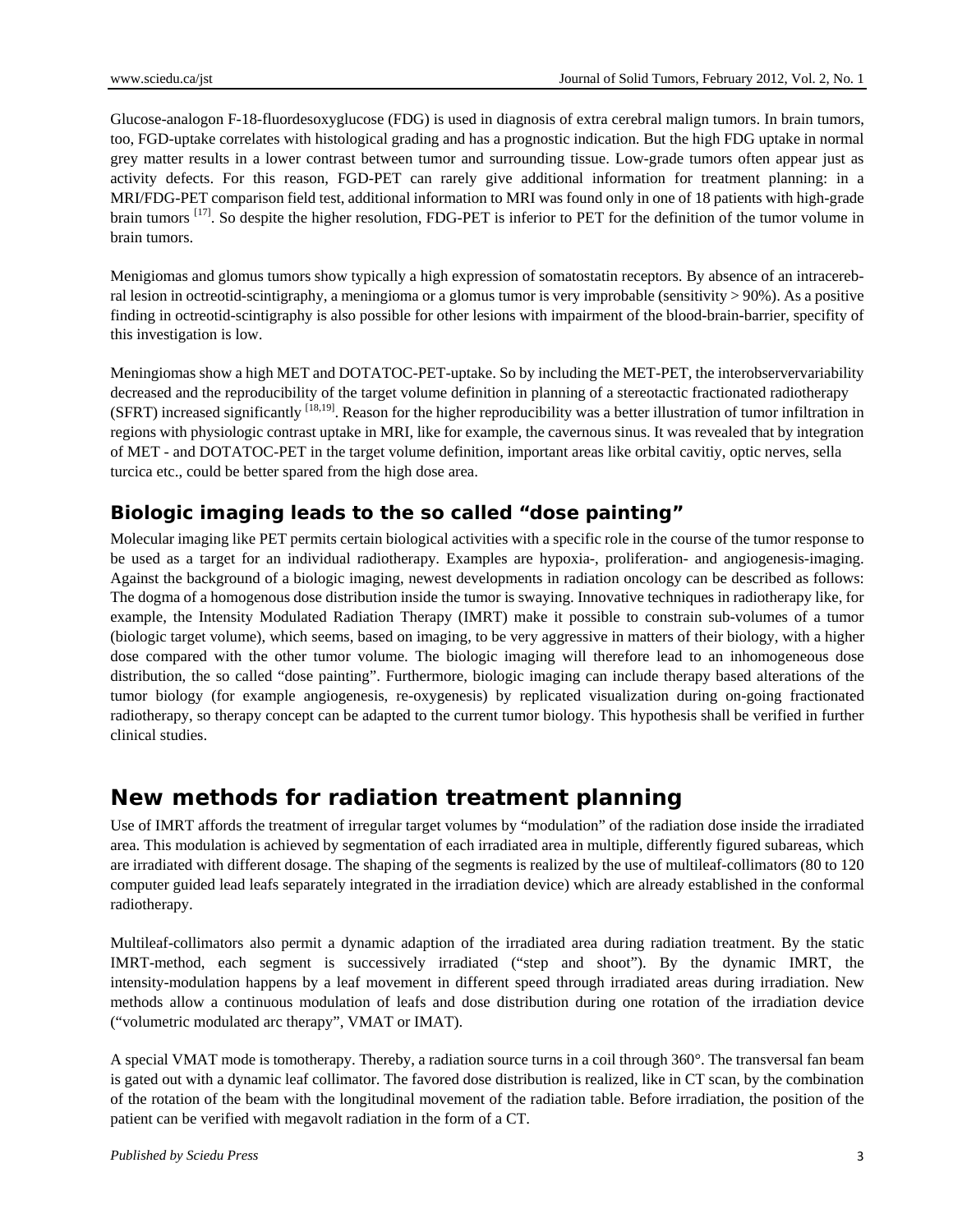Glucose-analogon F-18-fluordesoxyglucose (FDG) is used in diagnosis of extra cerebral malign tumors. In brain tumors, too, FGD-uptake correlates with histological grading and has a prognostic indication. But the high FDG uptake in normal grey matter results in a lower contrast between tumor and surrounding tissue. Low-grade tumors often appear just as activity defects. For this reason, FGD-PET can rarely give additional information for treatment planning: in a MRI/FDG-PET comparison field test, additional information to MRI was found only in one of 18 patients with high-grade brain tumors [17]. So despite the higher resolution, FDG-PET is inferior to PET for the definition of the tumor volume in brain tumors.

Menigiomas and glomus tumors show typically a high expression of somatostatin receptors. By absence of an intracerebral lesion in octreotid-scintigraphy, a meningioma or a glomus tumor is very improbable (sensitivity > 90%). As a positive finding in octreotid-scintigraphy is also possible for other lesions with impairment of the blood-brain-barrier, specifity of this investigation is low.

Meningiomas show a high MET and DOTATOC-PET-uptake. So by including the MET-PET, the interobservervariability decreased and the reproducibility of the target volume definition in planning of a stereotactic fractionated radiotherapy (SFRT) increased significantly [18,19]. Reason for the higher reproducibility was a better illustration of tumor infiltration in regions with physiologic contrast uptake in MRI, like for example, the cavernous sinus. It was revealed that by integration of MET - and DOTATOC-PET in the target volume definition, important areas like orbital cavitiy, optic nerves, sella turcica etc., could be better spared from the high dose area.

### Biologic imaging leads to the so called "dose painting"

Molecular imaging like PET permits certain biological activities with a specific role in the course of the tumor response to be used as a target for an individual radiotherapy. Examples are hypoxia-, proliferation- and angiogenesis-imaging. Against the background of a biologic imaging, newest developments in radiation oncology can be described as follows: The dogma of a homogenous dose distribution inside the tumor is swaying. Innovative techniques in radiotherapy like, for example, the Intensity Modulated Radiation Therapy (IMRT) make it possible to constrain sub-volumes of a tumor (biologic target volume), which seems, based on imaging, to be very aggressive in matters of their biology, with a higher dose compared with the other tumor volume. The biologic imaging will therefore lead to an inhomogeneous dose distribution, the so called "dose painting". Furthermore, biologic imaging can include therapy based alterations of the tumor biology (for example angiogenesis, re-oxygenesis) by replicated visualization during on-going fractionated radiotherapy, so therapy concept can be adapted to the current tumor biology. This hypothesis shall be verified in further clinical studies.

## New methods for radiation treatment planning

Use of IMRT affords the treatment of irregular target volumes by "modulation" of the radiation dose inside the irradiated area. This modulation is achieved by segmentation of each irradiated area in multiple, differently figured subareas, which are irradiated with different dosage. The shaping of the segments is realized by the use of multileaf-collimators (80 to 120 computer guided lead leafs separately integrated in the irradiation device) which are already established in the conformal radiotherapy.

Multileaf-collimators also permit a dynamic adaption of the irradiated area during radiation treatment. By the static IMRT-method, each segment is successively irradiated ("step and shoot"). By the dynamic IMRT, the intensity-modulation happens by a leaf movement in different speed through irradiated areas during irradiation. New methods allow a continuous modulation of leafs and dose distribution during one rotation of the irradiation device ("volumetric modulated arc therapy", VMAT or IMAT).

A special VMAT mode is tomotherapy. Thereby, a radiation source turns in a coil through 360°. The transversal fan beam is gated out with a dynamic leaf collimator. The favored dose distribution is realized, like in CT scan, by the combination of the rotation of the beam with the longitudinal movement of the radiation table. Before irradiation, the position of the patient can be verified with megavolt radiation in the form of a CT.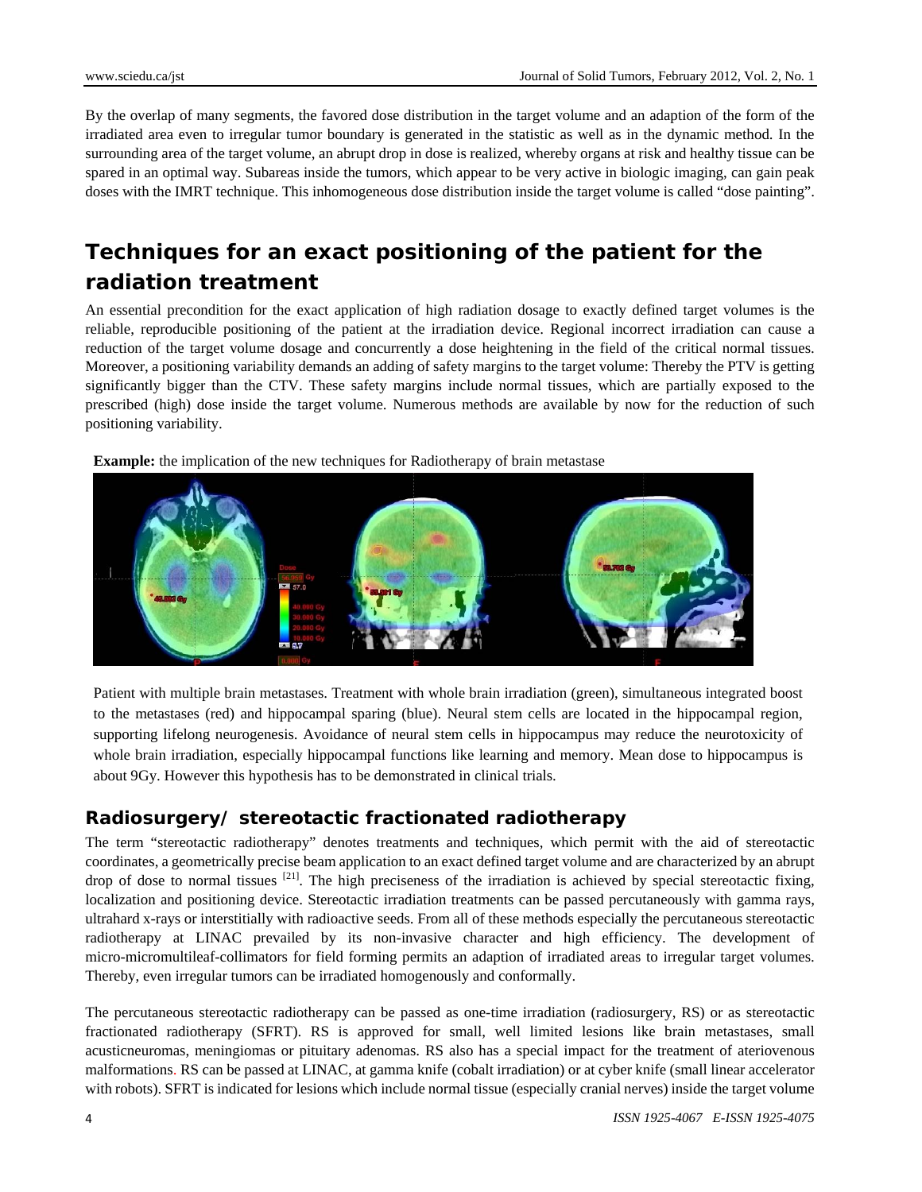By the overlap of many segments, the favored dose distribution in the target volume and an adaption of the form of the irradiated area even to irregular tumor boundary is generated in the statistic as well as in the dynamic method. In the surrounding area of the target volume, an abrupt drop in dose is realized, whereby organs at risk and healthy tissue can be spared in an optimal way. Subareas inside the tumors, which appear to be very active in biologic imaging, can gain peak doses with the IMRT technique. This inhomogeneous dose distribution inside the target volume is called "dose painting".

## Techniques for an exact positioning of the patient for the radiation treatment

An essential precondition for the exact application of high radiation dosage to exactly defined target volumes is the reliable, reproducible positioning of the patient at the irradiation device. Regional incorrect irradiation can cause a reduction of the target volume dosage and concurrently a dose heightening in the field of the critical normal tissues. Moreover, a positioning variability demands an adding of safety margins to the target volume: Thereby the PTV is getting significantly bigger than the CTV. These safety margins include normal tissues, which are partially exposed to the prescribed (high) dose inside the target volume. Numerous methods are available by now for the reduction of such positioning variability.

**Example:** the implication of the new techniques for Radiotherapy of brain metastase

Patient with multiple brain metastases. Treatment with whole brain irradiation (green), simultaneous integrated boost to the metastases (red) and hippocampal sparing (blue). Neural stem cells are located in the hippocampal region, supporting lifelong neurogenesis. Avoidance of neural stem cells in hippocampus may reduce the neurotoxicity of whole brain irradiation, especially hippocampal functions like learning and memory. Mean dose to hippocampus is about 9Gy. However this hypothesis has to be demonstrated in clinical trials.

### Radiosurgery/ stereotactic fractionated radiotherapy

The term "stereotactic radiotherapy" denotes treatments and techniques, which permit with the aid of stereotactic coordinates, a geometrically precise beam application to an exact defined target volume and are characterized by an abrupt drop of dose to normal tissues [21]. The high preciseness of the irradiation is achieved by special stereotactic fixing, localization and positioning device. Stereotactic irradiation treatments can be passed percutaneously with gamma rays, ultrahard x-rays or interstitially with radioactive seeds. From all of these methods especially the percutaneous stereotactic radiotherapy at LINAC prevailed by its non-invasive character and high efficiency. The development of micro-micromultileaf-collimators for field forming permits an adaption of irradiated areas to irregular target volumes. Thereby, even irregular tumors can be irradiated homogenously and conformally.

The percutaneous stereotactic radiotherapy can be passed as one-time irradiation (radiosurgery, RS) or as stereotactic fractionated radiotherapy (SFRT). RS is approved for small, well limited lesions like brain metastases, small acusticneuromas, meningiomas or pituitary adenomas. RS also has a special impact for the treatment of ateriovenous malformations. RS can be passed at LINAC, at gamma knife (cobalt irradiation) or at cyber knife (small linear accelerator with robots). SFRT is indicated for lesions which include normal tissue (especially cranial nerves) inside the target volume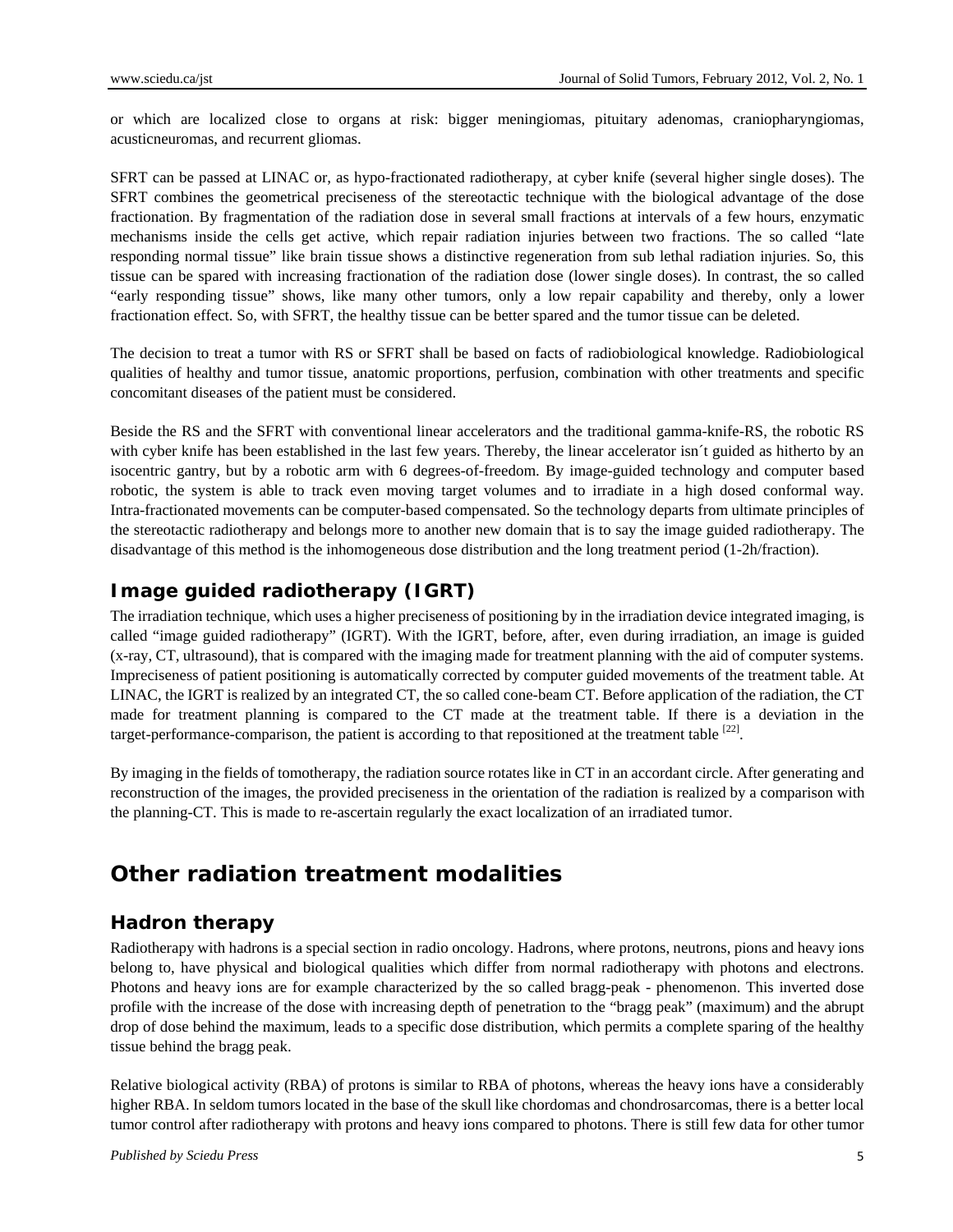or which are localized close to organs at risk: bigger meningiomas, pituitary adenomas, craniopharyngiomas, acusticneuromas, and recurrent gliomas.

SFRT can be passed at LINAC or, as hypo-fractionated radiotherapy, at cyber knife (several higher single doses). The SFRT combines the geometrical preciseness of the stereotactic technique with the biological advantage of the dose fractionation. By fragmentation of the radiation dose in several small fractions at intervals of a few hours, enzymatic mechanisms inside the cells get active, which repair radiation injuries between two fractions. The so called "late responding normal tissue" like brain tissue shows a distinctive regeneration from sub lethal radiation injuries. So, this tissue can be spared with increasing fractionation of the radiation dose (lower single doses). In contrast, the so called "early responding tissue" shows, like many other tumors, only a low repair capability and thereby, only a lower fractionation effect. So, with SFRT, the healthy tissue can be better spared and the tumor tissue can be deleted.

The decision to treat a tumor with RS or SFRT shall be based on facts of radiobiological knowledge. Radiobiological qualities of healthy and tumor tissue, anatomic proportions, perfusion, combination with other treatments and specific concomitant diseases of the patient must be considered.

Beside the RS and the SFRT with conventional linear accelerators and the traditional gamma-knife-RS, the robotic RS with cyber knife has been established in the last few years. Thereby, the linear accelerator isn´t guided as hitherto by an isocentric gantry, but by a robotic arm with 6 degrees-of-freedom. By image-guided technology and computer based robotic, the system is able to track even moving target volumes and to irradiate in a high dosed conformal way. Intra-fractionated movements can be computer-based compensated. So the technology departs from ultimate principles of the stereotactic radiotherapy and belongs more to another new domain that is to say the image guided radiotherapy. The disadvantage of this method is the inhomogeneous dose distribution and the long treatment period (1-2h/fraction).

## Image guided radiotherapy (IGRT)

The irradiation technique, which uses a higher preciseness of positioning by in the irradiation device integrated imaging, is called "image guided radiotherapy" (IGRT). With the IGRT, before, after, even during irradiation, an image is guided (x-ray, CT, ultrasound), that is compared with the imaging made for treatment planning with the aid of computer systems. Impreciseness of patient positioning is automatically corrected by computer guided movements of the treatment table. At LINAC, the IGRT is realized by an integrated CT, the so called cone-beam CT. Before application of the radiation, the CT made for treatment planning is compared to the CT made at the treatment table. If there is a deviation in the target-performance-comparison, the patient is according to that repositioned at the treatment table [22].

By imaging in the fields of tomotherapy, the radiation source rotates like in CT in an accordant circle. After generating and reconstruction of the images, the provided preciseness in the orientation of the radiation is realized by a comparison with the planning-CT. This is made to re-ascertain regularly the exact localization of an irradiated tumor.

# Other radiation treatment modalities

## Hadron therapy

Radiotherapy with hadrons is a special section in radio oncology. Hadrons, where protons, neutrons, pions and heavy ions belong to, have physical and biological qualities which differ from normal radiotherapy with photons and electrons. Photons and heavy ions are for example characterized by the so called bragg-peak - phenomenon. This inverted dose profile with the increase of the dose with increasing depth of penetration to the "bragg peak" (maximum) and the abrupt drop of dose behind the maximum, leads to a specific dose distribution, which permits a complete sparing of the healthy tissue behind the bragg peak.

Relative biological activity (RBA) of protons is similar to RBA of photons, whereas the heavy ions have a considerably higher RBA. In seldom tumors located in the base of the skull like chordomas and chondrosarcomas, there is a better local tumor control after radiotherapy with protons and heavy ions compared to photons. There is still few data for other tumor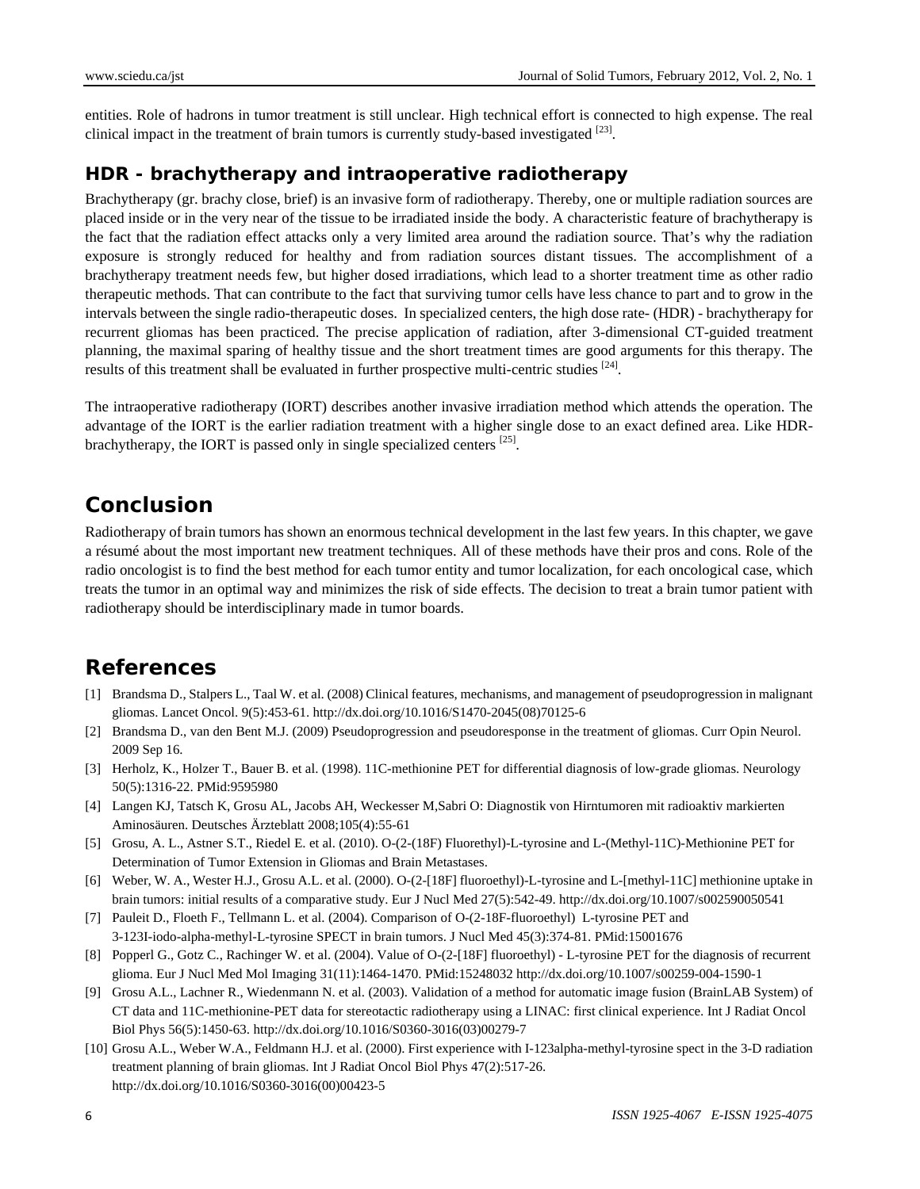entities. Role of hadrons in tumor treatment is still unclear. High technical effort is connected to high expense. The real clinical impact in the treatment of brain tumors is currently study-based investigated [23].

### HDR - brachytherapy and intraoperative radiotherapy

Brachytherapy (gr. brachy close, brief) is an invasive form of radiotherapy. Thereby, one or multiple radiation sources are placed inside or in the very near of the tissue to be irradiated inside the body. A characteristic feature of brachytherapy is the fact that the radiation effect attacks only a very limited area around the radiation source. That's why the radiation exposure is strongly reduced for healthy and from radiation sources distant tissues. The accomplishment of a brachytherapy treatment needs few, but higher dosed irradiations, which lead to a shorter treatment time as other radio therapeutic methods. That can contribute to the fact that surviving tumor cells have less chance to part and to grow in the intervals between the single radio-therapeutic doses. In specialized centers, the high dose rate- (HDR) - brachytherapy for recurrent gliomas has been practiced. The precise application of radiation, after 3-dimensional CT-guided treatment planning, the maximal sparing of healthy tissue and the short treatment times are good arguments for this therapy. The results of this treatment shall be evaluated in further prospective multi-centric studies [24].

The intraoperative radiotherapy (IORT) describes another invasive irradiation method which attends the operation. The advantage of the IORT is the earlier radiation treatment with a higher single dose to an exact defined area. Like HDR-brachytherapy, the IORT is passed only in single specialized centers [25].

## Conclusion

Radiotherapy of brain tumors has shown an enormous technical development in the last few years. In this chapter, we gave a résumé about the most important new treatment techniques. All of these methods have their pros and cons. Role of the radio oncologist is to find the best method for each tumor entity and tumor localization, for each oncological case, which treats the tumor in an optimal way and minimizes the risk of side effects. The decision to treat a brain tumor patient with radiotherapy should be interdisciplinary made in tumor boards.

## References

[1] Brandsma D., Stalpers L., Taal W. et al. (2008) Clinical features, mechanisms, and management of pseudoprogression in malignant gliomas. Lancet Oncol. 9(5):453-61. http://dx.doi.org/10.1016/S1470-2045(08)70125-6

[2] Brandsma D., van den Bent M.J. (2009) Pseudoprogression and pseudoresponse in the treatment of gliomas. Curr Opin Neurol. 2009 Sep 16.

[3] Herholz, K., Holzer T., Bauer B. et al. (1998). 11C-methionine PET for differential diagnosis of low-grade gliomas. Neurology 50(5):1316-22. PMid:9595980

[4] Langen KJ, Tatsch K, Grosu AL, Jacobs AH, Weckesser M,Sabri O: Diagnostik von Hirntumoren mit radioaktiv markierten Aminosäuren. Deutsches Ärzteblatt 2008;105(4):55-61

[5] Grosu, A. L., Astner S.T., Riedel E. et al. (2010). O-(2-(18F) Fluorethyl)-L-tyrosine and L-(Methyl-11C)-Methionine PET for Determination of Tumor Extension in Gliomas and Brain Metastases.

[6] Weber, W. A., Wester H.J., Grosu A.L. et al. (2000). O-(2-[18F] fluoroethyl)-L-tyrosine and L-[methyl-11C] methionine uptake in brain tumors: initial results of a comparative study. Eur J Nucl Med 27(5):542-49. http://dx.doi.org/10.1007/s002590050541

[7] Pauleit D., Floeth F., Tellmann L. et al. (2004). Comparison of O-(2-18F-fluoroethyl) L-tyrosine PET and 3-123I-iodo-alpha-methyl-L-tyrosine SPECT in brain tumors. J Nucl Med 45(3):374-81. PMid:15001676

[8] Popperl G., Gotz C., Rachinger W. et al. (2004). Value of O-(2-[18F] fluoroethyl) - L-tyrosine PET for the diagnosis of recurrent glioma. Eur J Nucl Med Mol Imaging 31(11):1464-1470. PMid:15248032 http://dx.doi.org/10.1007/s00259-004-1590-1

[9] Grosu A.L., Lachner R., Wiedenmann N. et al. (2003). Validation of a method for automatic image fusion (BrainLAB System) of CT data and 11C-methionine-PET data for stereotactic radiotherapy using a LINAC: first clinical experience. Int J Radiat Oncol Biol Phys 56(5):1450-63. http://dx.doi.org/10.1016/S0360-3016(03)00279-7

[10] Grosu A.L., Weber W.A., Feldmann H.J. et al. (2000). First experience with I-123alpha-methyl-tyrosine spect in the 3-D radiation treatment planning of brain gliomas. Int J Radiat Oncol Biol Phys 47(2):517-26. http://dx.doi.org/10.1016/S0360-3016(00)00423-5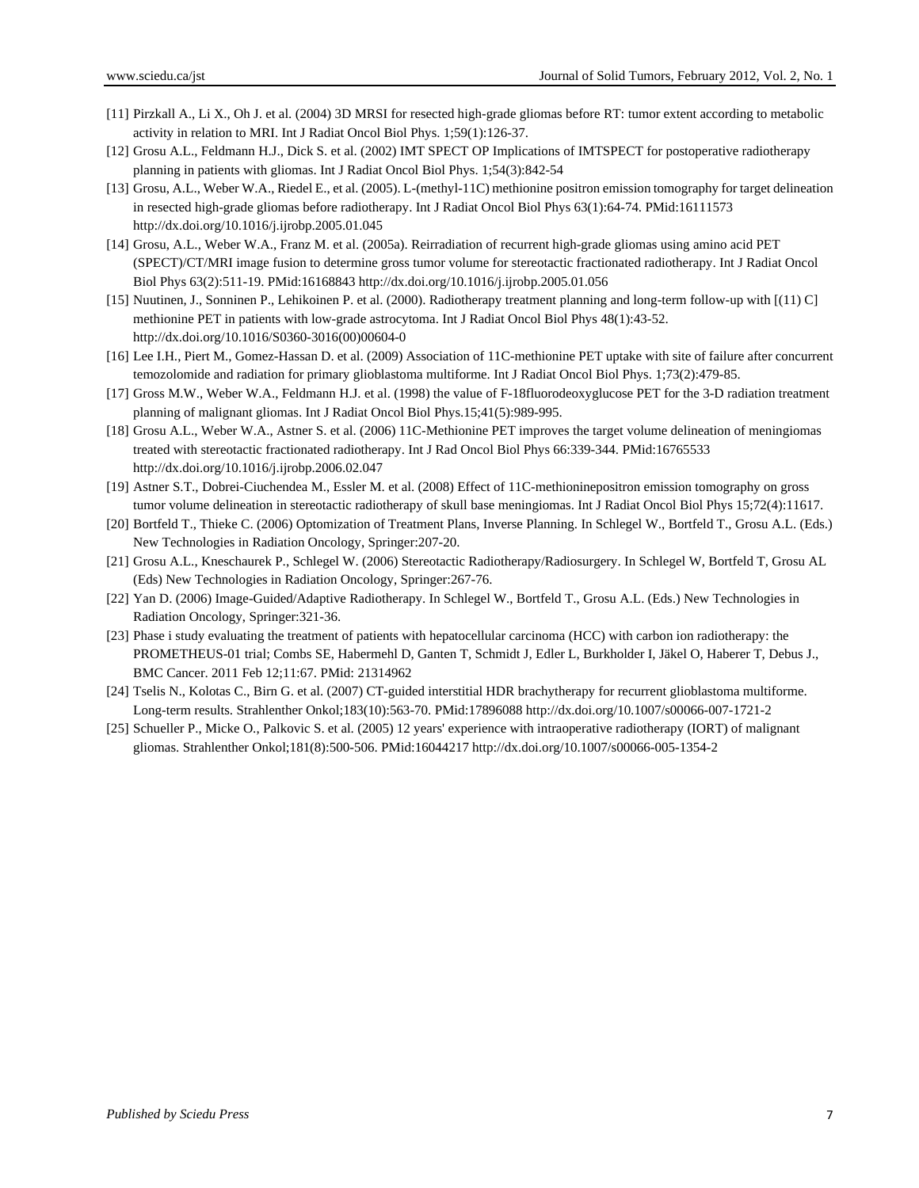[11] Pirzkall A., Li X., Oh J. et al. (2004) 3D MRSI for resected high-grade gliomas before RT: tumor extent according to metabolic activity in relation to MRI. Int J Radiat Oncol Biol Phys. 1;59(1):126-37.

[12] Grosu A.L., Feldmann H.J., Dick S. et al. (2002) IMT SPECT OP Implications of IMTSPECT for postoperative radiotherapy planning in patients with gliomas. Int J Radiat Oncol Biol Phys. 1;54(3):842-54

[13] Grosu, A.L., Weber W.A., Riedel E., et al. (2005). L-(methyl-11C) methionine positron emission tomography for target delineation in resected high-grade gliomas before radiotherapy. Int J Radiat Oncol Biol Phys 63(1):64-74. PMid:16111573 http://dx.doi.org/10.1016/j.ijrobp.2005.01.045

[14] Grosu, A.L., Weber W.A., Franz M. et al. (2005a). Reirradiation of recurrent high-grade gliomas using amino acid PET (SPECT)/CT/MRI image fusion to determine gross tumor volume for stereotactic fractionated radiotherapy. Int J Radiat Oncol Biol Phys 63(2):511-19. PMid:16168843 http://dx.doi.org/10.1016/j.ijrobp.2005.01.056

[15] Nuutinen, J., Sonninen P., Lehikoinen P. et al. (2000). Radiotherapy treatment planning and long-term follow-up with [(11) C] methionine PET in patients with low-grade astrocytoma. Int J Radiat Oncol Biol Phys 48(1):43-52. http://dx.doi.org/10.1016/S0360-3016(00)00604-0

[16] Lee I.H., Piert M., Gomez-Hassan D. et al. (2009) Association of 11C-methionine PET uptake with site of failure after concurrent temozolomide and radiation for primary glioblastoma multiforme. Int J Radiat Oncol Biol Phys. 1;73(2):479-85.

[17] Gross M.W., Weber W.A., Feldmann H.J. et al. (1998) the value of F-18fluorodeoxyglucose PET for the 3-D radiation treatment planning of malignant gliomas. Int J Radiat Oncol Biol Phys.15;41(5):989-995.

[18] Grosu A.L., Weber W.A., Astner S. et al. (2006) 11C-Methionine PET improves the target volume delineation of meningiomas treated with stereotactic fractionated radiotherapy. Int J Rad Oncol Biol Phys 66:339-344. PMid:16765533 http://dx.doi.org/10.1016/j.ijrobp.2006.02.047

[19] Astner S.T., Dobrei-Ciuchendea M., Essler M. et al. (2008) Effect of 11C-methioninepositron emission tomography on gross tumor volume delineation in stereotactic radiotherapy of skull base meningiomas. Int J Radiat Oncol Biol Phys 15;72(4):11617.

[20] Bortfeld T., Thieke C. (2006) Optomization of Treatment Plans, Inverse Planning. In Schlegel W., Bortfeld T., Grosu A.L. (Eds.) New Technologies in Radiation Oncology, Springer:207-20.

[21] Grosu A.L., Kneschaurek P., Schlegel W. (2006) Stereotactic Radiotherapy/Radiosurgery. In Schlegel W, Bortfeld T, Grosu AL (Eds) New Technologies in Radiation Oncology, Springer:267-76.

[22] Yan D. (2006) Image-Guided/Adaptive Radiotherapy. In Schlegel W., Bortfeld T., Grosu A.L. (Eds.) New Technologies in Radiation Oncology, Springer:321-36.

[23] Phase i study evaluating the treatment of patients with hepatocellular carcinoma (HCC) with carbon ion radiotherapy: the PROMETHEUS-01 trial; Combs SE, Habermehl D, Ganten T, Schmidt J, Edler L, Burkholder I, Jäkel O, Haberer T, Debus J., BMC Cancer. 2011 Feb 12;11:67. PMid: 21314962

[24] Tselis N., Kolotas C., Birn G. et al. (2007) CT-guided interstitial HDR brachytherapy for recurrent glioblastoma multiforme. Long-term results. Strahlenther Onkol;183(10):563-70. PMid:17896088 http://dx.doi.org/10.1007/s00066-007-1721-2

[25] Schueller P., Micke O., Palkovic S. et al. (2005) 12 years' experience with intraoperative radiotherapy (IORT) of malignant gliomas. Strahlenther Onkol;181(8):500-506. PMid:16044217 http://dx.doi.org/10.1007/s00066-005-1354-2